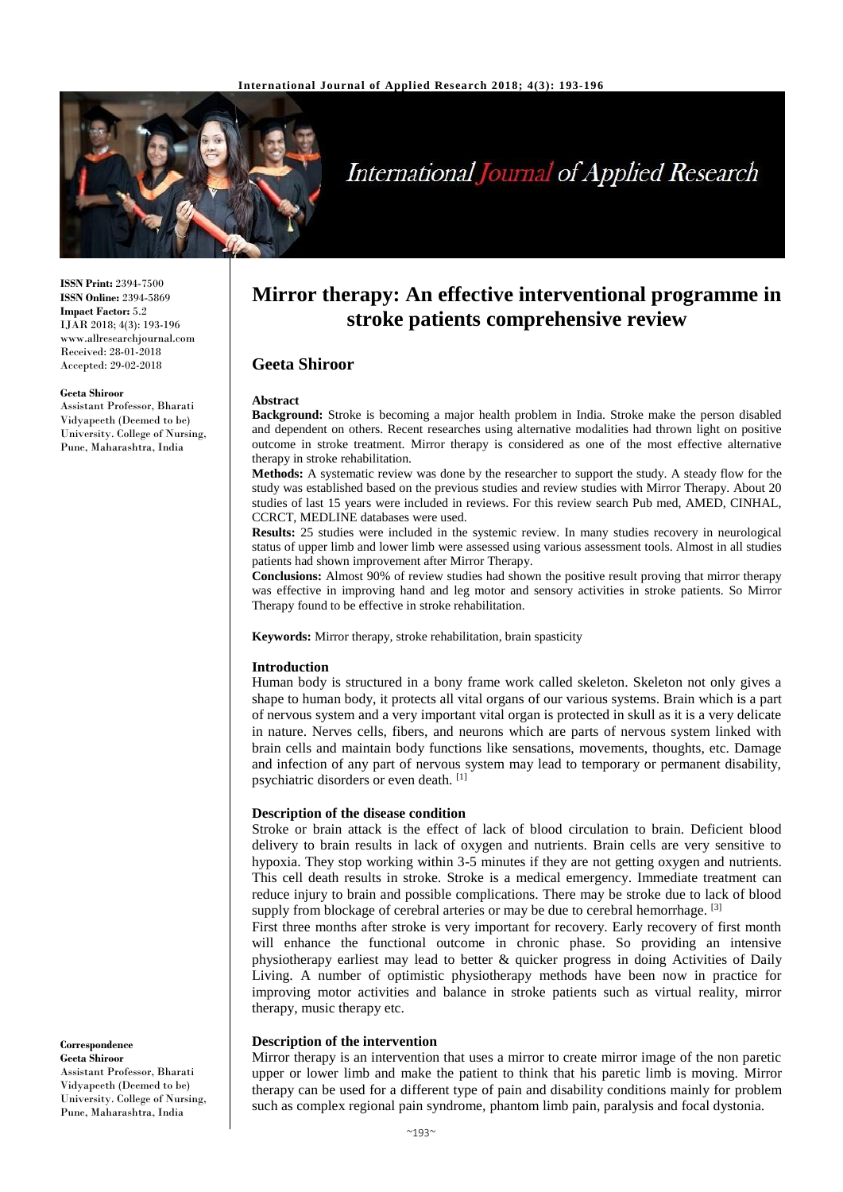# Mirror therapy: An effective interventional programme in stroke patients comprehensive review

**ISSN Print:** 2394-7500
**ISSN Online:** 2394-5869
**Impact Factor:** 5.2
IJAR 2018; 4(3): 193-196
www.allresearchjournal.com
Received: 28-01-2018
Accepted: 29-02-2018

**Geeta Shiroor**
Assistant Professor, Bharati Vidyapeeth (Deemed to be) University. College of Nursing, Pune, Maharashtra, India

**Correspondence**
**Geeta Shiroor**
Assistant Professor, Bharati Vidyapeeth (Deemed to be) University. College of Nursing, Pune, Maharashtra, India

## Geeta Shiroor

### Abstract

**Background:** Stroke is becoming a major health problem in India. Stroke make the person disabled and dependent on others. Recent researches using alternative modalities had thrown light on positive outcome in stroke treatment. Mirror therapy is considered as one of the most effective alternative therapy in stroke rehabilitation.

**Methods:** A systematic review was done by the researcher to support the study. A steady flow for the study was established based on the previous studies and review studies with Mirror Therapy. About 20 studies of last 15 years were included in reviews. For this review search Pub med, AMED, CINHAL, CCRCT, MEDLINE databases were used.

**Results:** 25 studies were included in the systemic review. In many studies recovery in neurological status of upper limb and lower limb were assessed using various assessment tools. Almost in all studies patients had shown improvement after Mirror Therapy.

**Conclusions:** Almost 90% of review studies had shown the positive result proving that mirror therapy was effective in improving hand and leg motor and sensory activities in stroke patients. So Mirror Therapy found to be effective in stroke rehabilitation.

**Keywords:** Mirror therapy, stroke rehabilitation, brain spasticity

### Introduction

Human body is structured in a bony frame work called skeleton. Skeleton not only gives a shape to human body, it protects all vital organs of our various systems. Brain which is a part of nervous system and a very important vital organ is protected in skull as it is a very delicate in nature. Nerves cells, fibers, and neurons which are parts of nervous system linked with brain cells and maintain body functions like sensations, movements, thoughts, etc. Damage and infection of any part of nervous system may lead to temporary or permanent disability, psychiatric disorders or even death. [1]

### Description of the disease condition

Stroke or brain attack is the effect of lack of blood circulation to brain. Deficient blood delivery to brain results in lack of oxygen and nutrients. Brain cells are very sensitive to hypoxia. They stop working within 3-5 minutes if they are not getting oxygen and nutrients. This cell death results in stroke. Stroke is a medical emergency. Immediate treatment can reduce injury to brain and possible complications. There may be stroke due to lack of blood supply from blockage of cerebral arteries or may be due to cerebral hemorrhage. [3]

First three months after stroke is very important for recovery. Early recovery of first month will enhance the functional outcome in chronic phase. So providing an intensive physiotherapy earliest may lead to better & quicker progress in doing Activities of Daily Living. A number of optimistic physiotherapy methods have been now in practice for improving motor activities and balance in stroke patients such as virtual reality, mirror therapy, music therapy etc.

### Description of the intervention

Mirror therapy is an intervention that uses a mirror to create mirror image of the non paretic upper or lower limb and make the patient to think that his paretic limb is moving. Mirror therapy can be used for a different type of pain and disability conditions mainly for problem such as complex regional pain syndrome, phantom limb pain, paralysis and focal dystonia.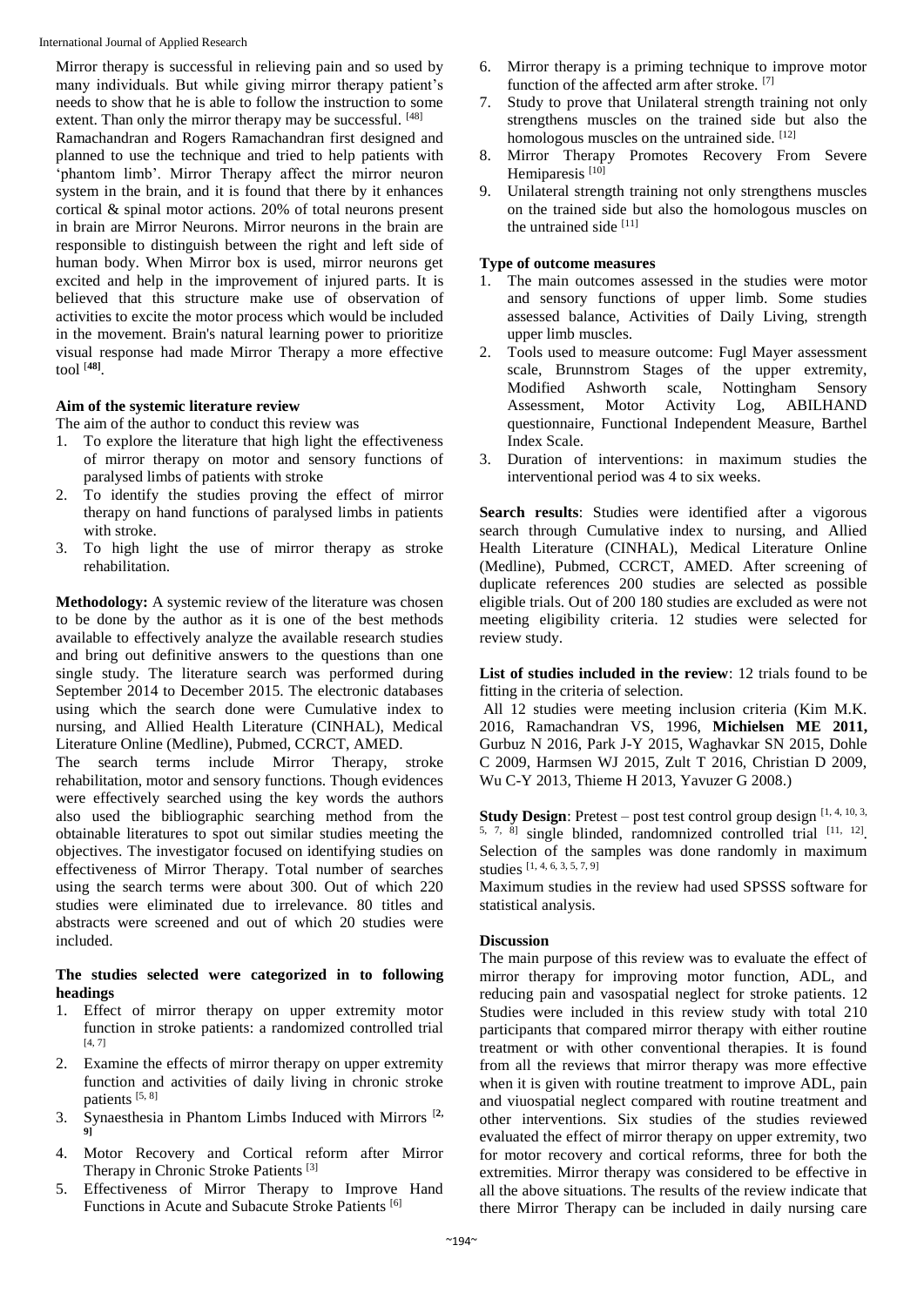Mirror therapy is successful in relieving pain and so used by many individuals. But while giving mirror therapy patient's needs to show that he is able to follow the instruction to some extent. Than only the mirror therapy may be successful. [48]

Ramachandran and Rogers Ramachandran first designed and planned to use the technique and tried to help patients with 'phantom limb'. Mirror Therapy affect the mirror neuron system in the brain, and it is found that there by it enhances cortical & spinal motor actions. 20% of total neurons present in brain are Mirror Neurons. Mirror neurons in the brain are responsible to distinguish between the right and left side of human body. When Mirror box is used, mirror neurons get excited and help in the improvement of injured parts. It is believed that this structure make use of observation of activities to excite the motor process which would be included in the movement. Brain's natural learning power to prioritize visual response had made Mirror Therapy a more effective tool [**48**].

**Aim of the systemic literature review**

The aim of the author to conduct this review was

1. To explore the literature that high light the effectiveness of mirror therapy on motor and sensory functions of paralysed limbs of patients with stroke
2. To identify the studies proving the effect of mirror therapy on hand functions of paralysed limbs in patients with stroke.
3. To high light the use of mirror therapy as stroke rehabilitation.

**Methodology:** A systemic review of the literature was chosen to be done by the author as it is one of the best methods available to effectively analyze the available research studies and bring out definitive answers to the questions than one single study. The literature search was performed during September 2014 to December 2015. The electronic databases using which the search done were Cumulative index to nursing, and Allied Health Literature (CINHAL), Medical Literature Online (Medline), Pubmed, CCRCT, AMED.

The search terms include Mirror Therapy, stroke rehabilitation, motor and sensory functions. Though evidences were effectively searched using the key words the authors also used the bibliographic searching method from the obtainable literatures to spot out similar studies meeting the objectives. The investigator focused on identifying studies on effectiveness of Mirror Therapy. Total number of searches using the search terms were about 300. Out of which 220 studies were eliminated due to irrelevance. 80 titles and abstracts were screened and out of which 20 studies were included.

**The studies selected were categorized in to following headings**

1. Effect of mirror therapy on upper extremity motor function in stroke patients: a randomized controlled trial [4, 7]
2. Examine the effects of mirror therapy on upper extremity function and activities of daily living in chronic stroke patients [5, 8]
3. Synaesthesia in Phantom Limbs Induced with Mirrors [**2, 9**]
4. Motor Recovery and Cortical reform after Mirror Therapy in Chronic Stroke Patients [3]
5. Effectiveness of Mirror Therapy to Improve Hand Functions in Acute and Subacute Stroke Patients [6]
6. Mirror therapy is a priming technique to improve motor function of the affected arm after stroke. [7]
7. Study to prove that Unilateral strength training not only strengthens muscles on the trained side but also the homologous muscles on the untrained side. [12]
8. Mirror Therapy Promotes Recovery From Severe Hemiparesis [10]
9. Unilateral strength training not only strengthens muscles on the trained side but also the homologous muscles on the untrained side [11]

**Type of outcome measures**

1. The main outcomes assessed in the studies were motor and sensory functions of upper limb. Some studies assessed balance, Activities of Daily Living, strength upper limb muscles.
2. Tools used to measure outcome: Fugl Mayer assessment scale, Brunnstrom Stages of the upper extremity, Modified Ashworth scale, Nottingham Sensory Assessment, Motor Activity Log, ABILHAND questionnaire, Functional Independent Measure, Barthel Index Scale.
3. Duration of interventions: in maximum studies the interventional period was 4 to six weeks.

**Search results**: Studies were identified after a vigorous search through Cumulative index to nursing, and Allied Health Literature (CINHAL), Medical Literature Online (Medline), Pubmed, CCRCT, AMED. After screening of duplicate references 200 studies are selected as possible eligible trials. Out of 200 180 studies are excluded as were not meeting eligibility criteria. 12 studies were selected for review study.

**List of studies included in the review**: 12 trials found to be fitting in the criteria of selection.

All 12 studies were meeting inclusion criteria (Kim M.K. 2016, Ramachandran VS, 1996, **Michielsen ME 2011,** Gurbuz N 2016, Park J-Y 2015, Waghavkar SN 2015, Dohle C 2009, Harmsen WJ 2015, Zult T 2016, Christian D 2009, Wu C-Y 2013, Thieme H 2013, Yavuzer G 2008.)

**Study Design**: Pretest – post test control group design [1, 4, 10, 3, 5, 7, 8] single blinded, randomnized controlled trial [11, 12]. Selection of the samples was done randomly in maximum studies [1, 4, 6, 3, 5, 7, 9]

Maximum studies in the review had used SPSSS software for statistical analysis.

**Discussion**

The main purpose of this review was to evaluate the effect of mirror therapy for improving motor function, ADL, and reducing pain and vasospatial neglect for stroke patients. 12 Studies were included in this review study with total 210 participants that compared mirror therapy with either routine treatment or with other conventional therapies. It is found from all the reviews that mirror therapy was more effective when it is given with routine treatment to improve ADL, pain and viuospatial neglect compared with routine treatment and other interventions. Six studies of the studies reviewed evaluated the effect of mirror therapy on upper extremity, two for motor recovery and cortical reforms, three for both the extremities. Mirror therapy was considered to be effective in all the above situations. The results of the review indicate that there Mirror Therapy can be included in daily nursing care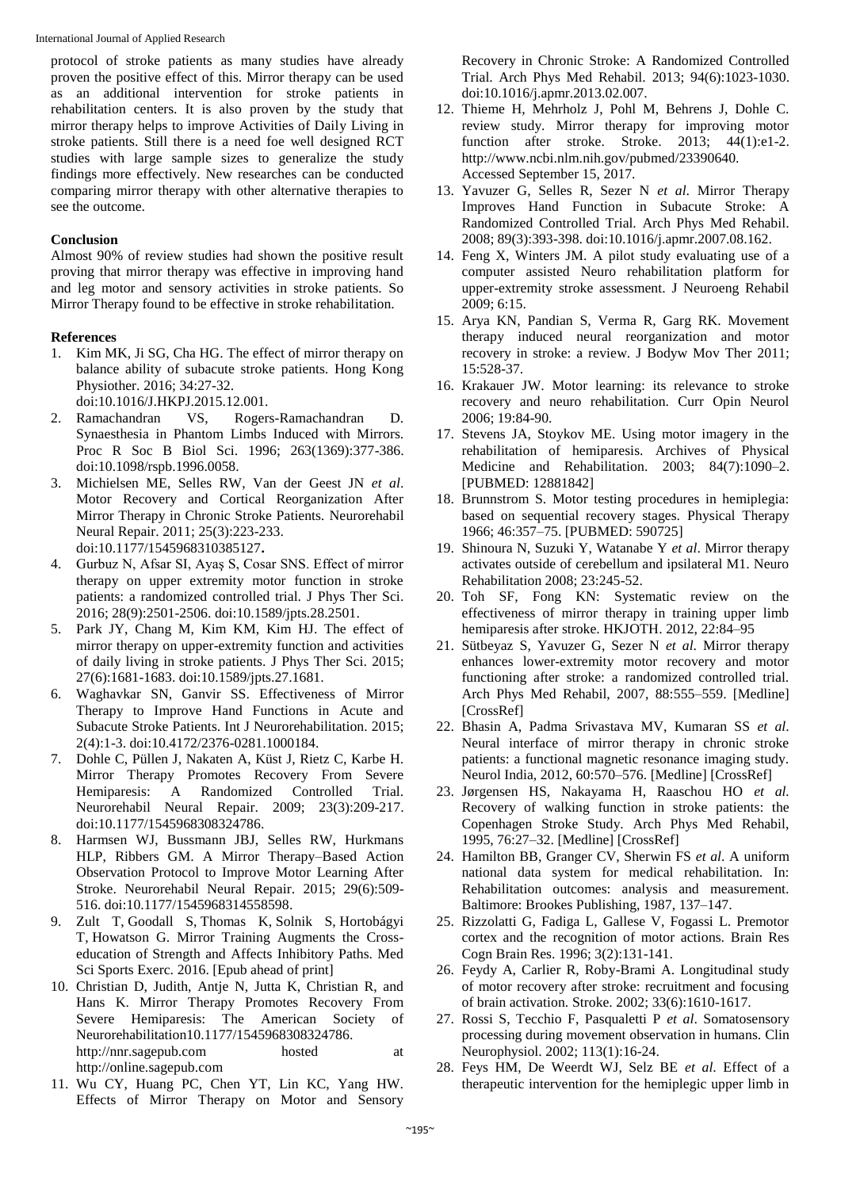protocol of stroke patients as many studies have already proven the positive effect of this. Mirror therapy can be used as an additional intervention for stroke patients in rehabilitation centers. It is also proven by the study that mirror therapy helps to improve Activities of Daily Living in stroke patients. Still there is a need foe well designed RCT studies with large sample sizes to generalize the study findings more effectively. New researches can be conducted comparing mirror therapy with other alternative therapies to see the outcome.

## Conclusion

Almost 90% of review studies had shown the positive result proving that mirror therapy was effective in improving hand and leg motor and sensory activities in stroke patients. So Mirror Therapy found to be effective in stroke rehabilitation.

## References

1. Kim MK, Ji SG, Cha HG. The effect of mirror therapy on balance ability of subacute stroke patients. Hong Kong Physiother. 2016; 34:27-32. doi:10.1016/J.HKPJ.2015.12.001.
2. Ramachandran VS, Rogers-Ramachandran D. Synaesthesia in Phantom Limbs Induced with Mirrors. Proc R Soc B Biol Sci. 1996; 263(1369):377-386. doi:10.1098/rspb.1996.0058.
3. Michielsen ME, Selles RW, Van der Geest JN *et al*. Motor Recovery and Cortical Reorganization After Mirror Therapy in Chronic Stroke Patients. Neurorehabil Neural Repair. 2011; 25(3):223-233. doi:10.1177/1545968310385127**.**
4. Gurbuz N, Afsar SI, Ayaş S, Cosar SNS. Effect of mirror therapy on upper extremity motor function in stroke patients: a randomized controlled trial. J Phys Ther Sci. 2016; 28(9):2501-2506. doi:10.1589/jpts.28.2501.
5. Park JY, Chang M, Kim KM, Kim HJ. The effect of mirror therapy on upper-extremity function and activities of daily living in stroke patients. J Phys Ther Sci. 2015; 27(6):1681-1683. doi:10.1589/jpts.27.1681.
6. Waghavkar SN, Ganvir SS. Effectiveness of Mirror Therapy to Improve Hand Functions in Acute and Subacute Stroke Patients. Int J Neurorehabilitation. 2015; 2(4):1-3. doi:10.4172/2376-0281.1000184.
7. Dohle C, Püllen J, Nakaten A, Küst J, Rietz C, Karbe H. Mirror Therapy Promotes Recovery From Severe Hemiparesis: A Randomized Controlled Trial. Neurorehabil Neural Repair. 2009; 23(3):209-217. doi:10.1177/1545968308324786.
8. Harmsen WJ, Bussmann JBJ, Selles RW, Hurkmans HLP, Ribbers GM. A Mirror Therapy–Based Action Observation Protocol to Improve Motor Learning After Stroke. Neurorehabil Neural Repair. 2015; 29(6):509-516. doi:10.1177/1545968314558598.
9. Zult T, Goodall S, Thomas K, Solnik S, Hortobágyi T, Howatson G. Mirror Training Augments the Cross-education of Strength and Affects Inhibitory Paths. Med Sci Sports Exerc. 2016. [Epub ahead of print]
10. Christian D, Judith, Antje N, Jutta K, Christian R, and Hans K. Mirror Therapy Promotes Recovery From Severe Hemiparesis: The American Society of Neurorehabilitation10.1177/1545968308324786. http://nnr.sagepub.com hosted at http://online.sagepub.com
11. Wu CY, Huang PC, Chen YT, Lin KC, Yang HW. Effects of Mirror Therapy on Motor and Sensory Recovery in Chronic Stroke: A Randomized Controlled Trial. Arch Phys Med Rehabil. 2013; 94(6):1023-1030. doi:10.1016/j.apmr.2013.02.007.
12. Thieme H, Mehrholz J, Pohl M, Behrens J, Dohle C. review study. Mirror therapy for improving motor function after stroke. Stroke. 2013; 44(1):e1-2. http://www.ncbi.nlm.nih.gov/pubmed/23390640. Accessed September 15, 2017.
13. Yavuzer G, Selles R, Sezer N *et al*. Mirror Therapy Improves Hand Function in Subacute Stroke: A Randomized Controlled Trial. Arch Phys Med Rehabil. 2008; 89(3):393-398. doi:10.1016/j.apmr.2007.08.162.
14. Feng X, Winters JM. A pilot study evaluating use of a computer assisted Neuro rehabilitation platform for upper-extremity stroke assessment. J Neuroeng Rehabil 2009; 6:15.
15. Arya KN, Pandian S, Verma R, Garg RK. Movement therapy induced neural reorganization and motor recovery in stroke: a review. J Bodyw Mov Ther 2011; 15:528-37.
16. Krakauer JW. Motor learning: its relevance to stroke recovery and neuro rehabilitation. Curr Opin Neurol 2006; 19:84-90.
17. Stevens JA, Stoykov ME. Using motor imagery in the rehabilitation of hemiparesis. Archives of Physical Medicine and Rehabilitation. 2003; 84(7):1090–2. [PUBMED: 12881842]
18. Brunnstrom S. Motor testing procedures in hemiplegia: based on sequential recovery stages. Physical Therapy 1966; 46:357–75. [PUBMED: 590725]
19. Shinoura N, Suzuki Y, Watanabe Y *et al*. Mirror therapy activates outside of cerebellum and ipsilateral M1. Neuro Rehabilitation 2008; 23:245-52.
20. Toh SF, Fong KN: Systematic review on the effectiveness of mirror therapy in training upper limb hemiparesis after stroke. HKJOTH. 2012, 22:84–95
21. Sütbeyaz S, Yavuzer G, Sezer N *et al*. Mirror therapy enhances lower-extremity motor recovery and motor functioning after stroke: a randomized controlled trial. Arch Phys Med Rehabil, 2007, 88:555–559. [Medline] [CrossRef]
22. Bhasin A, Padma Srivastava MV, Kumaran SS *et al*. Neural interface of mirror therapy in chronic stroke patients: a functional magnetic resonance imaging study. Neurol India, 2012, 60:570–576. [Medline] [CrossRef]
23. Jørgensen HS, Nakayama H, Raaschou HO *et al.* Recovery of walking function in stroke patients: the Copenhagen Stroke Study. Arch Phys Med Rehabil, 1995, 76:27–32. [Medline] [CrossRef]
24. Hamilton BB, Granger CV, Sherwin FS *et al*. A uniform national data system for medical rehabilitation. In: Rehabilitation outcomes: analysis and measurement. Baltimore: Brookes Publishing, 1987, 137–147.
25. Rizzolatti G, Fadiga L, Gallese V, Fogassi L. Premotor cortex and the recognition of motor actions. Brain Res Cogn Brain Res. 1996; 3(2):131-141.
26. Feydy A, Carlier R, Roby-Brami A. Longitudinal study of motor recovery after stroke: recruitment and focusing of brain activation. Stroke. 2002; 33(6):1610-1617.
27. Rossi S, Tecchio F, Pasqualetti P *et al*. Somatosensory processing during movement observation in humans. Clin Neurophysiol. 2002; 113(1):16-24.
28. Feys HM, De Weerdt WJ, Selz BE *et al.* Effect of a therapeutic intervention for the hemiplegic upper limb in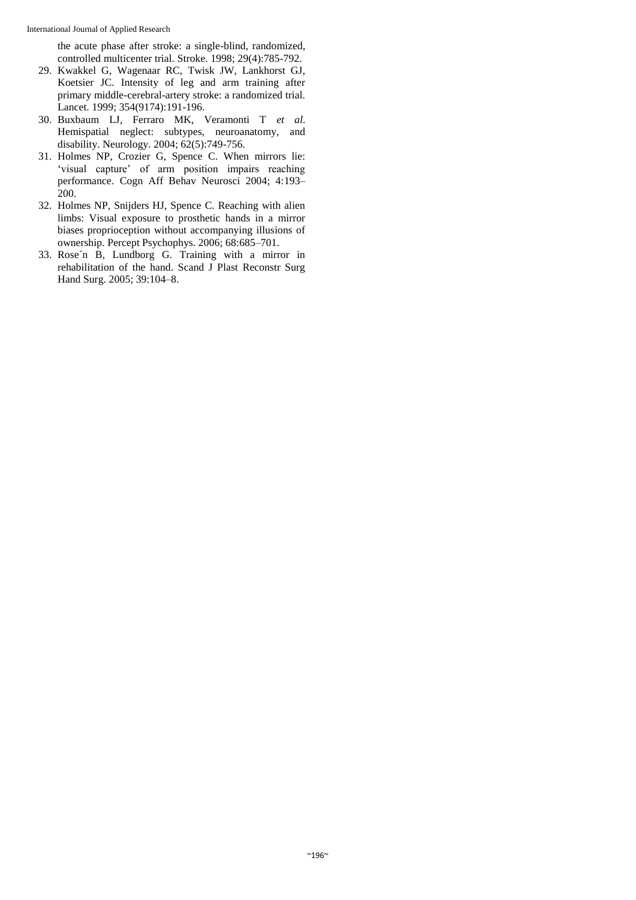the acute phase after stroke: a single-blind, randomized, controlled multicenter trial. Stroke. 1998; 29(4):785-792.

29. Kwakkel G, Wagenaar RC, Twisk JW, Lankhorst GJ, Koetsier JC. Intensity of leg and arm training after primary middle-cerebral-artery stroke: a randomized trial. Lancet. 1999; 354(9174):191-196.
30. Buxbaum LJ, Ferraro MK, Veramonti T *et al*. Hemispatial neglect: subtypes, neuroanatomy, and disability. Neurology. 2004; 62(5):749-756.
31. Holmes NP, Crozier G, Spence C. When mirrors lie: 'visual capture' of arm position impairs reaching performance. Cogn Aff Behav Neurosci 2004; 4:193–200.
32. Holmes NP, Snijders HJ, Spence C. Reaching with alien limbs: Visual exposure to prosthetic hands in a mirror biases proprioception without accompanying illusions of ownership. Percept Psychophys. 2006; 68:685–701.
33. Rose´n B, Lundborg G. Training with a mirror in rehabilitation of the hand. Scand J Plast Reconstr Surg Hand Surg. 2005; 39:104–8.